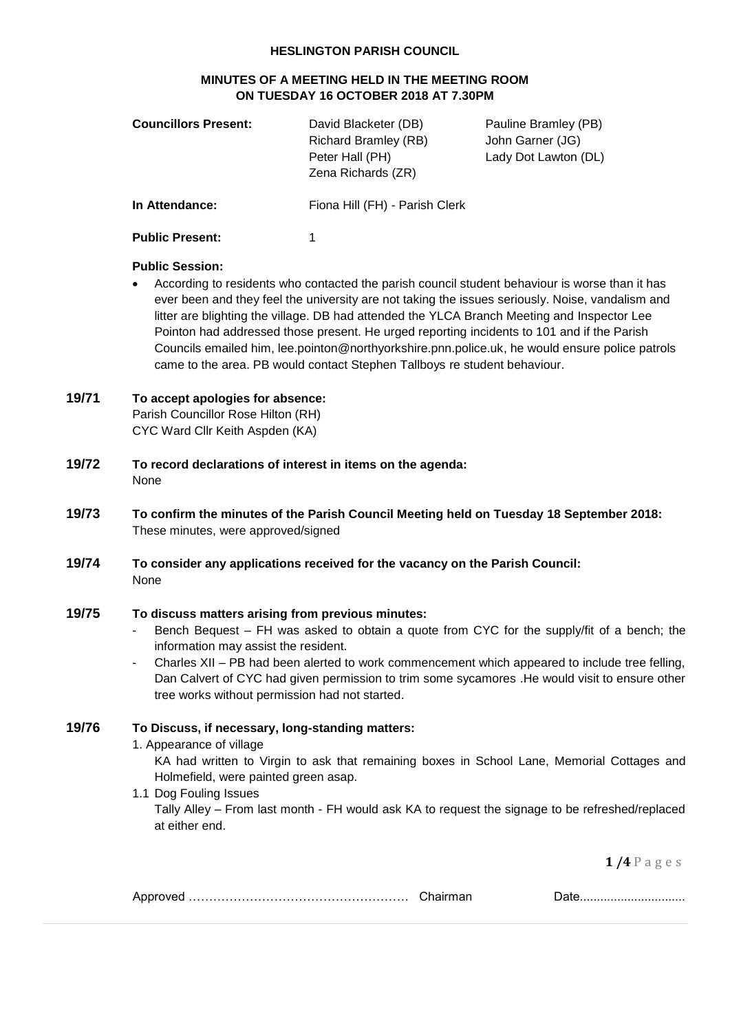# HESLINGTON PARISH COUNCIL

## MINUTES OF A MEETING HELD IN THE MEETING ROOM ON TUESDAY 16 OCTOBER 2018 AT 7.30PM

**Councillors Present:** David Blacketer (DB), Pauline Bramley (PB), Richard Bramley (RB), John Garner (JG), Peter Hall (PH), Lady Dot Lawton (DL), Zena Richards (ZR)

**In Attendance:** Fiona Hill (FH) - Parish Clerk

**Public Present:** 1

**Public Session:**

- According to residents who contacted the parish council student behaviour is worse than it has ever been and they feel the university are not taking the issues seriously. Noise, vandalism and litter are blighting the village. DB had attended the YLCA Branch Meeting and Inspector Lee Pointon had addressed those present. He urged reporting incidents to 101 and if the Parish Councils emailed him, lee.pointon@northyorkshire.pnn.police.uk, he would ensure police patrols came to the area. PB would contact Stephen Tallboys re student behaviour.

**19/71 To accept apologies for absence:**
Parish Councillor Rose Hilton (RH)
CYC Ward Cllr Keith Aspden (KA)

**19/72 To record declarations of interest in items on the agenda:**
None

**19/73 To confirm the minutes of the Parish Council Meeting held on Tuesday 18 September 2018:**
These minutes, were approved/signed

**19/74 To consider any applications received for the vacancy on the Parish Council:**
None

**19/75 To discuss matters arising from previous minutes:**

- Bench Bequest – FH was asked to obtain a quote from CYC for the supply/fit of a bench; the information may assist the resident.
- Charles XII – PB had been alerted to work commencement which appeared to include tree felling, Dan Calvert of CYC had given permission to trim some sycamores .He would visit to ensure other tree works without permission had not started.

**19/76 To Discuss, if necessary, long-standing matters:**

1. Appearance of village
   KA had written to Virgin to ask that remaining boxes in School Lane, Memorial Cottages and Holmefield, were painted green asap.

1.1 Dog Fouling Issues
   Tally Alley – From last month - FH would ask KA to request the signage to be refreshed/replaced at either end.

Approved ……………………………………………… Chairman Date..............................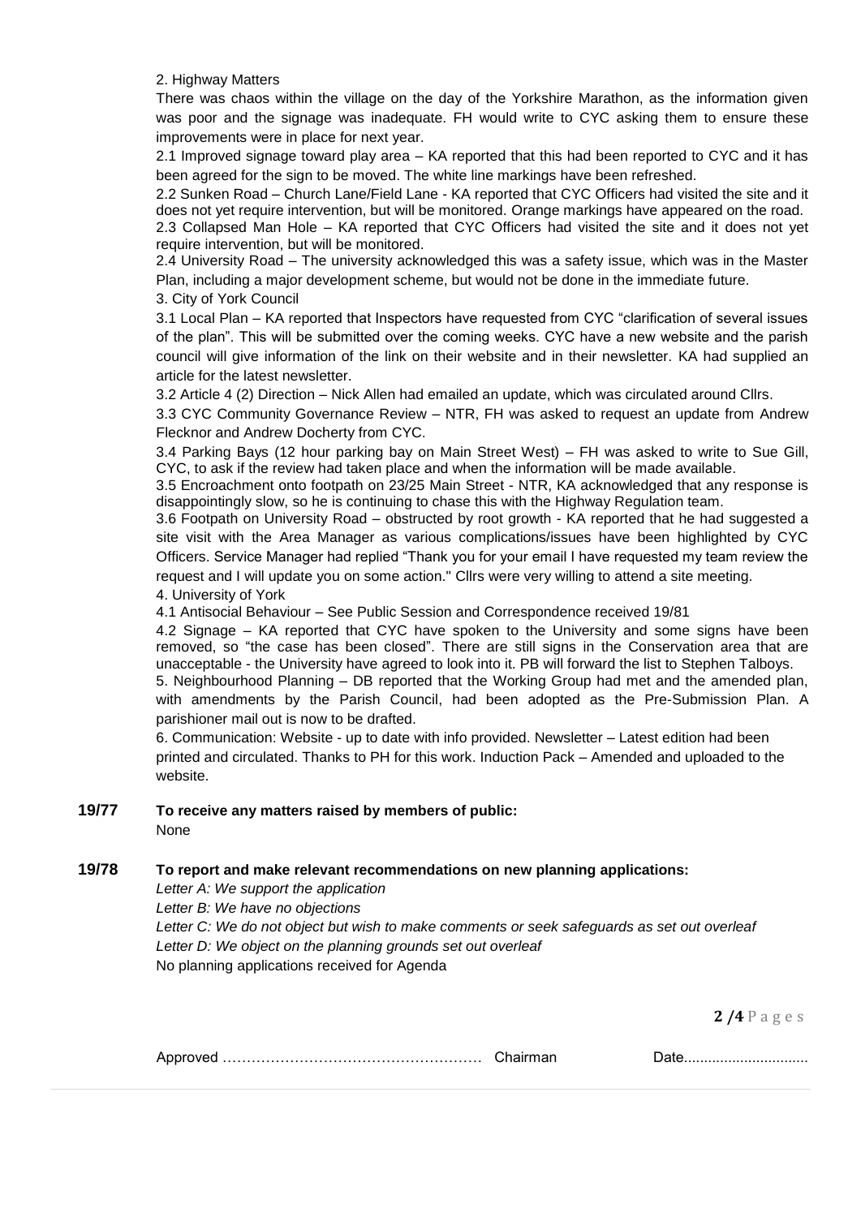2. Highway Matters

There was chaos within the village on the day of the Yorkshire Marathon, as the information given was poor and the signage was inadequate. FH would write to CYC asking them to ensure these improvements were in place for next year.

2.1 Improved signage toward play area – KA reported that this had been reported to CYC and it has been agreed for the sign to be moved. The white line markings have been refreshed.

2.2 Sunken Road – Church Lane/Field Lane - KA reported that CYC Officers had visited the site and it does not yet require intervention, but will be monitored. Orange markings have appeared on the road.

2.3 Collapsed Man Hole – KA reported that CYC Officers had visited the site and it does not yet require intervention, but will be monitored.

2.4 University Road – The university acknowledged this was a safety issue, which was in the Master Plan, including a major development scheme, but would not be done in the immediate future.

3. City of York Council

3.1 Local Plan – KA reported that Inspectors have requested from CYC "clarification of several issues of the plan". This will be submitted over the coming weeks. CYC have a new website and the parish council will give information of the link on their website and in their newsletter. KA had supplied an article for the latest newsletter.

3.2 Article 4 (2) Direction – Nick Allen had emailed an update, which was circulated around Cllrs.

3.3 CYC Community Governance Review – NTR, FH was asked to request an update from Andrew Flecknor and Andrew Docherty from CYC.

3.4 Parking Bays (12 hour parking bay on Main Street West) – FH was asked to write to Sue Gill, CYC, to ask if the review had taken place and when the information will be made available.

3.5 Encroachment onto footpath on 23/25 Main Street - NTR, KA acknowledged that any response is disappointingly slow, so he is continuing to chase this with the Highway Regulation team.

3.6 Footpath on University Road – obstructed by root growth - KA reported that he had suggested a site visit with the Area Manager as various complications/issues have been highlighted by CYC Officers. Service Manager had replied "Thank you for your email I have requested my team review the request and I will update you on some action." Cllrs were very willing to attend a site meeting.

4. University of York

4.1 Antisocial Behaviour – See Public Session and Correspondence received 19/81

4.2 Signage – KA reported that CYC have spoken to the University and some signs have been removed, so "the case has been closed". There are still signs in the Conservation area that are unacceptable - the University have agreed to look into it. PB will forward the list to Stephen Talboys.

5. Neighbourhood Planning – DB reported that the Working Group had met and the amended plan, with amendments by the Parish Council, had been adopted as the Pre-Submission Plan. A parishioner mail out is now to be drafted.

6. Communication: Website - up to date with info provided. Newsletter – Latest edition had been printed and circulated. Thanks to PH for this work. Induction Pack – Amended and uploaded to the website.

**19/77 To receive any matters raised by members of public:**

None

**19/78 To report and make relevant recommendations on new planning applications:**

*Letter A: We support the application*

*Letter B: We have no objections*

*Letter C: We do not object but wish to make comments or seek safeguards as set out overleaf*

*Letter D: We object on the planning grounds set out overleaf*

No planning applications received for Agenda

Approved …………………………………………… Chairman Date..............................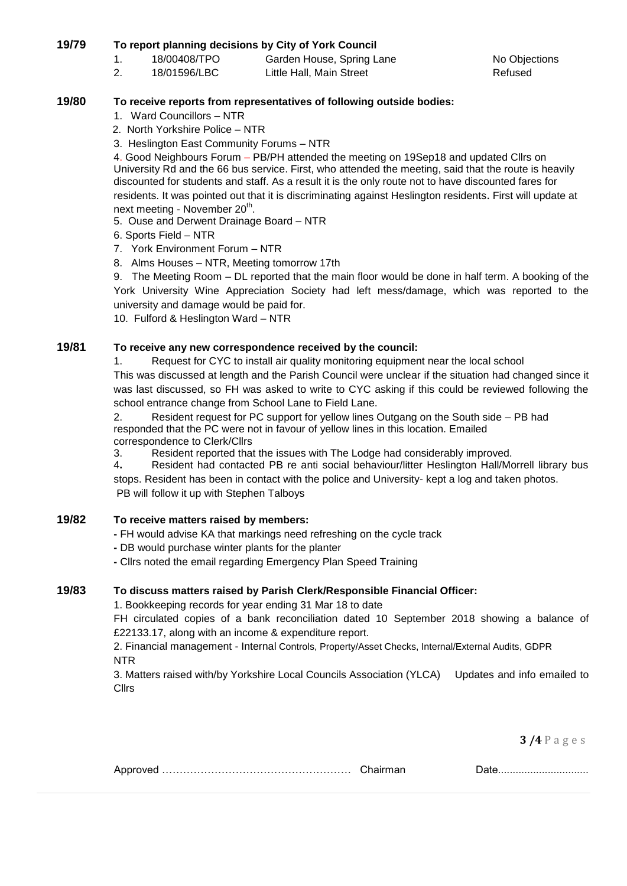**19/79 To report planning decisions by City of York Council**

| | | | |
|---|---|---|---|
| 1. | 18/00408/TPO | Garden House, Spring Lane | No Objections |
| 2. | 18/01596/LBC | Little Hall, Main Street | Refused |

**19/80 To receive reports from representatives of following outside bodies:**

1. Ward Councillors – NTR
2. North Yorkshire Police – NTR
3. Heslington East Community Forums – NTR
4. Good Neighbours Forum – PB/PH attended the meeting on 19Sep18 and updated Cllrs on University Rd and the 66 bus service. First, who attended the meeting, said that the route is heavily discounted for students and staff. As a result it is the only route not to have discounted fares for residents. It was pointed out that it is discriminating against Heslington residents. First will update at next meeting - November 20th.
5. Ouse and Derwent Drainage Board – NTR
6. Sports Field – NTR
7. York Environment Forum – NTR
8. Alms Houses – NTR, Meeting tomorrow 17th
9. The Meeting Room – DL reported that the main floor would be done in half term. A booking of the York University Wine Appreciation Society had left mess/damage, which was reported to the university and damage would be paid for.
10. Fulford & Heslington Ward – NTR

**19/81 To receive any new correspondence received by the council:**

1. Request for CYC to install air quality monitoring equipment near the local school

This was discussed at length and the Parish Council were unclear if the situation had changed since it was last discussed, so FH was asked to write to CYC asking if this could be reviewed following the school entrance change from School Lane to Field Lane.

2. Resident request for PC support for yellow lines Outgang on the South side – PB had responded that the PC were not in favour of yellow lines in this location. Emailed correspondence to Clerk/Cllrs
3. Resident reported that the issues with The Lodge had considerably improved.
4. Resident had contacted PB re anti social behaviour/litter Heslington Hall/Morrell library bus stops. Resident has been in contact with the police and University- kept a log and taken photos. PB will follow it up with Stephen Talboys

**19/82 To receive matters raised by members:**

- FH would advise KA that markings need refreshing on the cycle track
- DB would purchase winter plants for the planter
- Cllrs noted the email regarding Emergency Plan Speed Training

**19/83 To discuss matters raised by Parish Clerk/Responsible Financial Officer:**

1. Bookkeeping records for year ending 31 Mar 18 to date

FH circulated copies of a bank reconciliation dated 10 September 2018 showing a balance of £22133.17, along with an income & expenditure report.

2. Financial management - Internal Controls, Property/Asset Checks, Internal/External Audits, GDPR

NTR

3. Matters raised with/by Yorkshire Local Councils Association (YLCA) Updates and info emailed to Cllrs

Approved …………………………………………… Chairman Date..............................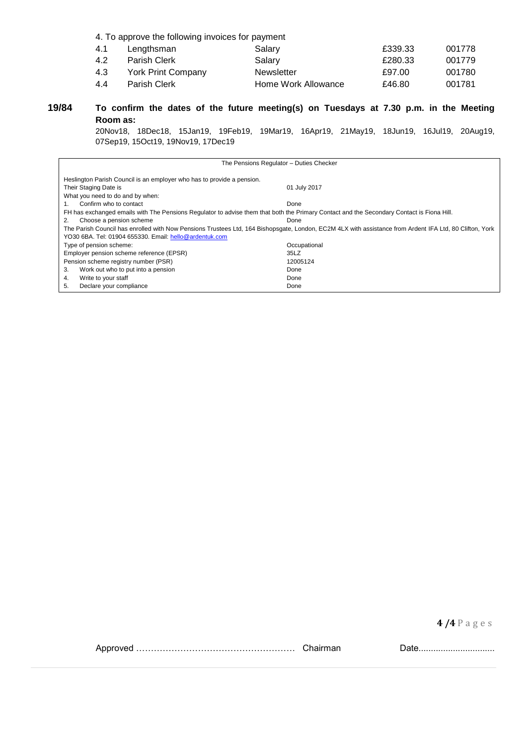4. To approve the following invoices for payment

| | | | | |
|---|---|---|---|---|
| 4.1 | Lengthsman | Salary | £339.33 | 001778 |
| 4.2 | Parish Clerk | Salary | £280.33 | 001779 |
| 4.3 | York Print Company | Newsletter | £97.00 | 001780 |
| 4.4 | Parish Clerk | Home Work Allowance | £46.80 | 001781 |

**19/84 To confirm the dates of the future meeting(s) on Tuesdays at 7.30 p.m. in the Meeting Room as:**

20Nov18, 18Dec18, 15Jan19, 19Feb19, 19Mar19, 16Apr19, 21May19, 18Jun19, 16Jul19, 20Aug19, 07Sep19, 15Oct19, 19Nov19, 17Dec19

| The Pensions Regulator – Duties Checker | |
|---|---|
| Heslington Parish Council is an employer who has to provide a pension. | |
| Their Staging Date is | 01 July 2017 |
| What you need to do and by when: | |
| 1. Confirm who to contact | Done |
| FH has exchanged emails with The Pensions Regulator to advise them that both the Primary Contact and the Secondary Contact is Fiona Hill. | |
| 2. Choose a pension scheme | Done |
| The Parish Council has enrolled with Now Pensions Trustees Ltd, 164 Bishopsgate, London, EC2M 4LX with assistance from Ardent IFA Ltd, 80 Clifton, York YO30 6BA. Tel: 01904 655330. Email: hello@ardentuk.com | |
| Type of pension scheme: | Occupational |
| Employer pension scheme reference (EPSR) | 35LZ |
| Pension scheme registry number (PSR) | 12005124 |
| 3. Work out who to put into a pension | Done |
| 4. Write to your staff | Done |
| 5. Declare your compliance | Done |

Approved …………………………………………… Chairman Date..............................